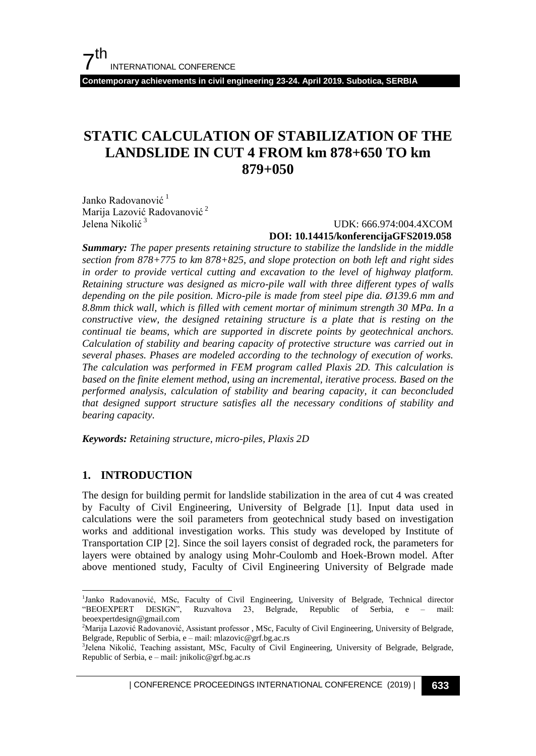# STATIC CALCULATION OF STABILIZATION OF THE LANDSLIDE IN CUT 4 FROM km 878+650 TO km 879+050

Janko Radovanović [1]
Marija Lazović Radovanović [2]
Jelena Nikolić [3]

UDK: 666.974:004.4XCOM
**DOI: 10.14415/konferencijaGFS2019.058**

***Summary:*** *The paper presents retaining structure to stabilize the landslide in the middle section from 878+775 to km 878+825, and slope protection on both left and right sides in order to provide vertical cutting and excavation to the level of highway platform. Retaining structure was designed as micro-pile wall with three different types of walls depending on the pile position. Micro-pile is made from steel pipe dia. Ø139.6 mm and 8.8mm thick wall, which is filled with cement mortar of minimum strength 30 MPa. In a constructive view, the designed retaining structure is a plate that is resting on the continual tie beams, which are supported in discrete points by geotechnical anchors. Calculation of stability and bearing capacity of protective structure was carried out in several phases. Phases are modeled according to the technology of execution of works. The calculation was performed in FEM program called Plaxis 2D. This calculation is based on the finite element method, using an incremental, iterative process. Based on the performed analysis, calculation of stability and bearing capacity, it can beconcluded that designed support structure satisfies all the necessary conditions of stability and bearing capacity.*

***Keywords:*** *Retaining structure, micro-piles, Plaxis 2D*

## 1. INTRODUCTION

The design for building permit for landslide stabilization in the area of cut 4 was created by Faculty of Civil Engineering, University of Belgrade [1]. Input data used in calculations were the soil parameters from geotechnical study based on investigation works and additional investigation works. This study was developed by Institute of Transportation CIP [2]. Since the soil layers consist of degraded rock, the parameters for layers were obtained by analogy using Mohr-Coulomb and Hoek-Brown model. After above mentioned study, Faculty of Civil Engineering University of Belgrade made

---

[1] Janko Radovanović, MSc, Faculty of Civil Engineering, University of Belgrade, Technical director "BEOEXPERT DESIGN", Ruzvaltova 23, Belgrade, Republic of Serbia, e – mail: beoexpertdesign@gmail.com

[2] Marija Lazović Radovanović, Assistant professor , MSc, Faculty of Civil Engineering, University of Belgrade, Belgrade, Republic of Serbia, e – mail: mlazovic@grf.bg.ac.rs

[3] Jelena Nikolić, Teaching assistant, MSc, Faculty of Civil Engineering, University of Belgrade, Belgrade, Republic of Serbia, e – mail: jnikolic@grf.bg.ac.rs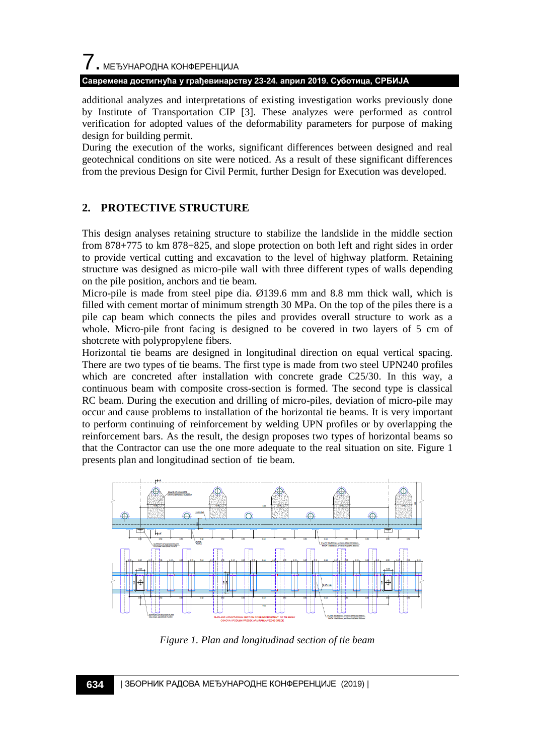additional analyzes and interpretations of existing investigation works previously done by Institute of Transportation CIP [3]. These analyzes were performed as control verification for adopted values of the deformability parameters for purpose of making design for building permit.

During the execution of the works, significant differences between designed and real geotechnical conditions on site were noticed. As a result of these significant differences from the previous Design for Civil Permit, further Design for Execution was developed.

## 2. PROTECTIVE STRUCTURE

This design analyses retaining structure to stabilize the landslide in the middle section from 878+775 to km 878+825, and slope protection on both left and right sides in order to provide vertical cutting and excavation to the level of highway platform. Retaining structure was designed as micro-pile wall with three different types of walls depending on the pile position, anchors and tie beam.

Micro-pile is made from steel pipe dia. Ø139.6 mm and 8.8 mm thick wall, which is filled with cement mortar of minimum strength 30 MPa. On the top of the piles there is a pile cap beam which connects the piles and provides overall structure to work as a whole. Micro-pile front facing is designed to be covered in two layers of 5 cm of shotcrete with polypropylene fibers.

Horizontal tie beams are designed in longitudinal direction on equal vertical spacing. There are two types of tie beams. The first type is made from two steel UPN240 profiles which are concreted after installation with concrete grade C25/30. In this way, a continuous beam with composite cross-section is formed. The second type is classical RC beam. During the execution and drilling of micro-piles, deviation of micro-pile may occur and cause problems to installation of the horizontal tie beams. It is very important to perform continuing of reinforcement by welding UPN profiles or by overlapping the reinforcement bars. As the result, the design proposes two types of horizontal beams so that the Contractor can use the one more adequate to the real situation on site. Figure 1 presents plan and longitudinad section of tie beam.

*Figure 1. Plan and longitudinad section of tie beam*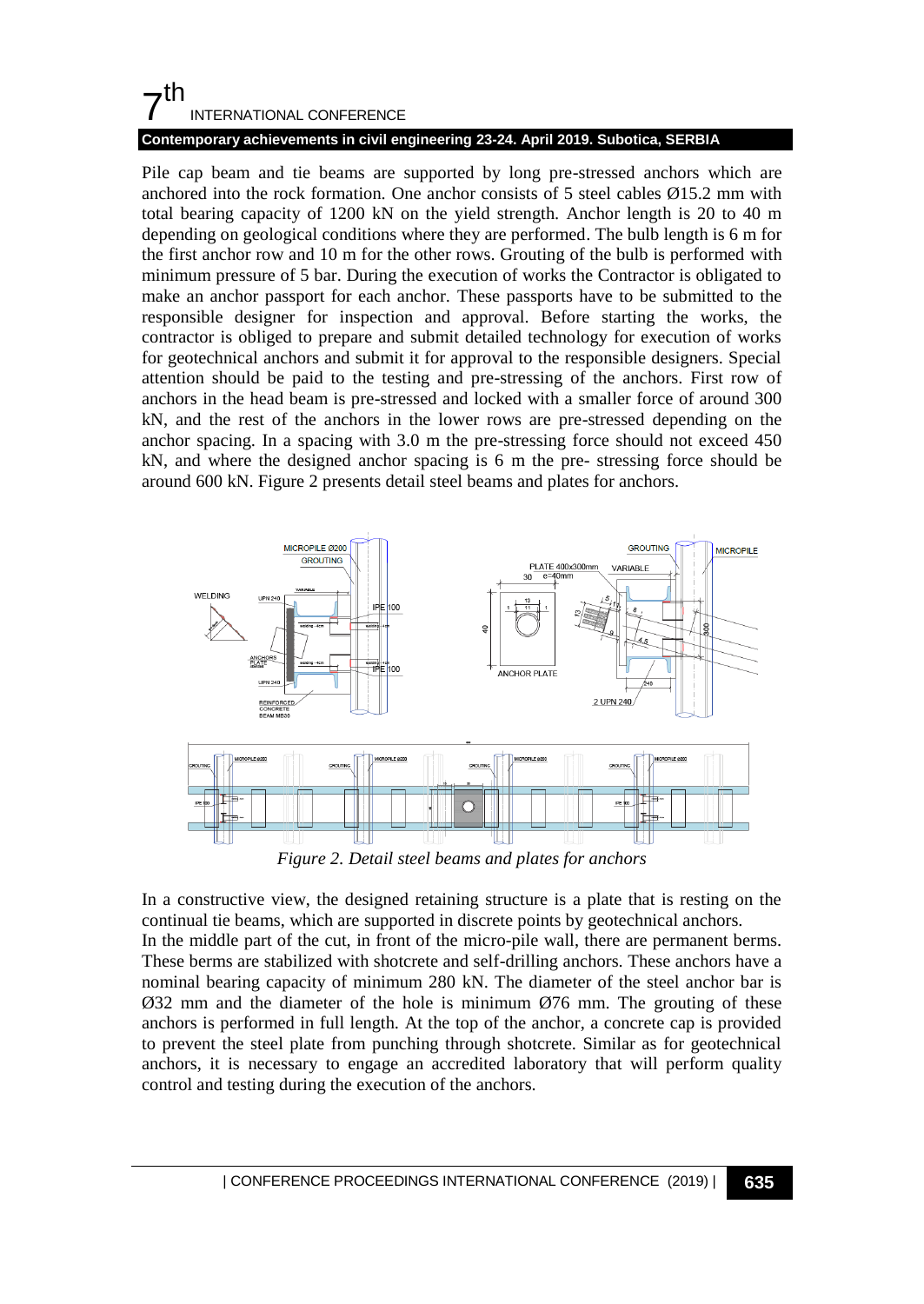Pile cap beam and tie beams are supported by long pre-stressed anchors which are anchored into the rock formation. One anchor consists of 5 steel cables Ø15.2 mm with total bearing capacity of 1200 kN on the yield strength. Anchor length is 20 to 40 m depending on geological conditions where they are performed. The bulb length is 6 m for the first anchor row and 10 m for the other rows. Grouting of the bulb is performed with minimum pressure of 5 bar. During the execution of works the Contractor is obligated to make an anchor passport for each anchor. These passports have to be submitted to the responsible designer for inspection and approval. Before starting the works, the contractor is obliged to prepare and submit detailed technology for execution of works for geotechnical anchors and submit it for approval to the responsible designers. Special attention should be paid to the testing and pre-stressing of the anchors. First row of anchors in the head beam is pre-stressed and locked with a smaller force of around 300 kN, and the rest of the anchors in the lower rows are pre-stressed depending on the anchor spacing. In a spacing with 3.0 m the pre-stressing force should not exceed 450 kN, and where the designed anchor spacing is 6 m the pre- stressing force should be around 600 kN. Figure 2 presents detail steel beams and plates for anchors.

*Figure 2. Detail steel beams and plates for anchors*

In a constructive view, the designed retaining structure is a plate that is resting on the continual tie beams, which are supported in discrete points by geotechnical anchors.
In the middle part of the cut, in front of the micro-pile wall, there are permanent berms. These berms are stabilized with shotcrete and self-drilling anchors. These anchors have a nominal bearing capacity of minimum 280 kN. The diameter of the steel anchor bar is Ø32 mm and the diameter of the hole is minimum Ø76 mm. The grouting of these anchors is performed in full length. At the top of the anchor, a concrete cap is provided to prevent the steel plate from punching through shotcrete. Similar as for geotechnical anchors, it is necessary to engage an accredited laboratory that will perform quality control and testing during the execution of the anchors.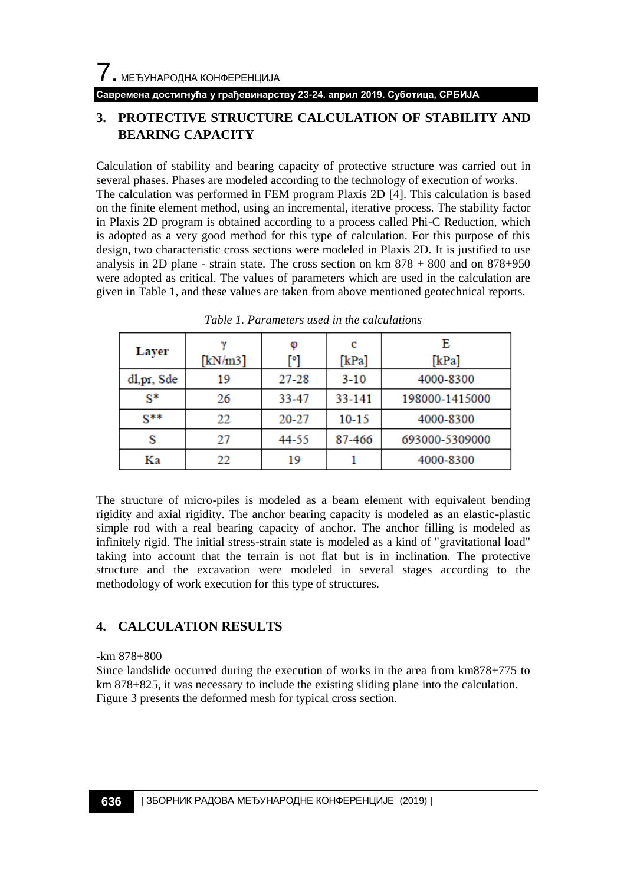## 3. PROTECTIVE STRUCTURE CALCULATION OF STABILITY AND BEARING CAPACITY

Calculation of stability and bearing capacity of protective structure was carried out in several phases. Phases are modeled according to the technology of execution of works. The calculation was performed in FEM program Plaxis 2D [4]. This calculation is based on the finite element method, using an incremental, iterative process. The stability factor in Plaxis 2D program is obtained according to a process called Phi-C Reduction, which is adopted as a very good method for this type of calculation. For this purpose of this design, two characteristic cross sections were modeled in Plaxis 2D. It is justified to use analysis in 2D plane - strain state. The cross section on km 878 + 800 and on 878+950 were adopted as critical. The values of parameters which are used in the calculation are given in Table 1, and these values are taken from above mentioned geotechnical reports.

*Table 1. Parameters used in the calculations*

| Layer | γ [kN/m3] | φ [°] | c [kPa] | E [kPa] |
|---|---|---|---|---|
| dl,pr, Sde | 19 | 27-28 | 3-10 | 4000-8300 |
| S* | 26 | 33-47 | 33-141 | 198000-1415000 |
| S** | 22 | 20-27 | 10-15 | 4000-8300 |
| S | 27 | 44-55 | 87-466 | 693000-5309000 |
| Ka | 22 | 19 | 1 | 4000-8300 |

The structure of micro-piles is modeled as a beam element with equivalent bending rigidity and axial rigidity. The anchor bearing capacity is modeled as an elastic-plastic simple rod with a real bearing capacity of anchor. The anchor filling is modeled as infinitely rigid. The initial stress-strain state is modeled as a kind of "gravitational load" taking into account that the terrain is not flat but is in inclination. The protective structure and the excavation were modeled in several stages according to the methodology of work execution for this type of structures.

## 4. CALCULATION RESULTS

-km 878+800

Since landslide occurred during the execution of works in the area from km878+775 to km 878+825, it was necessary to include the existing sliding plane into the calculation. Figure 3 presents the deformed mesh for typical cross section.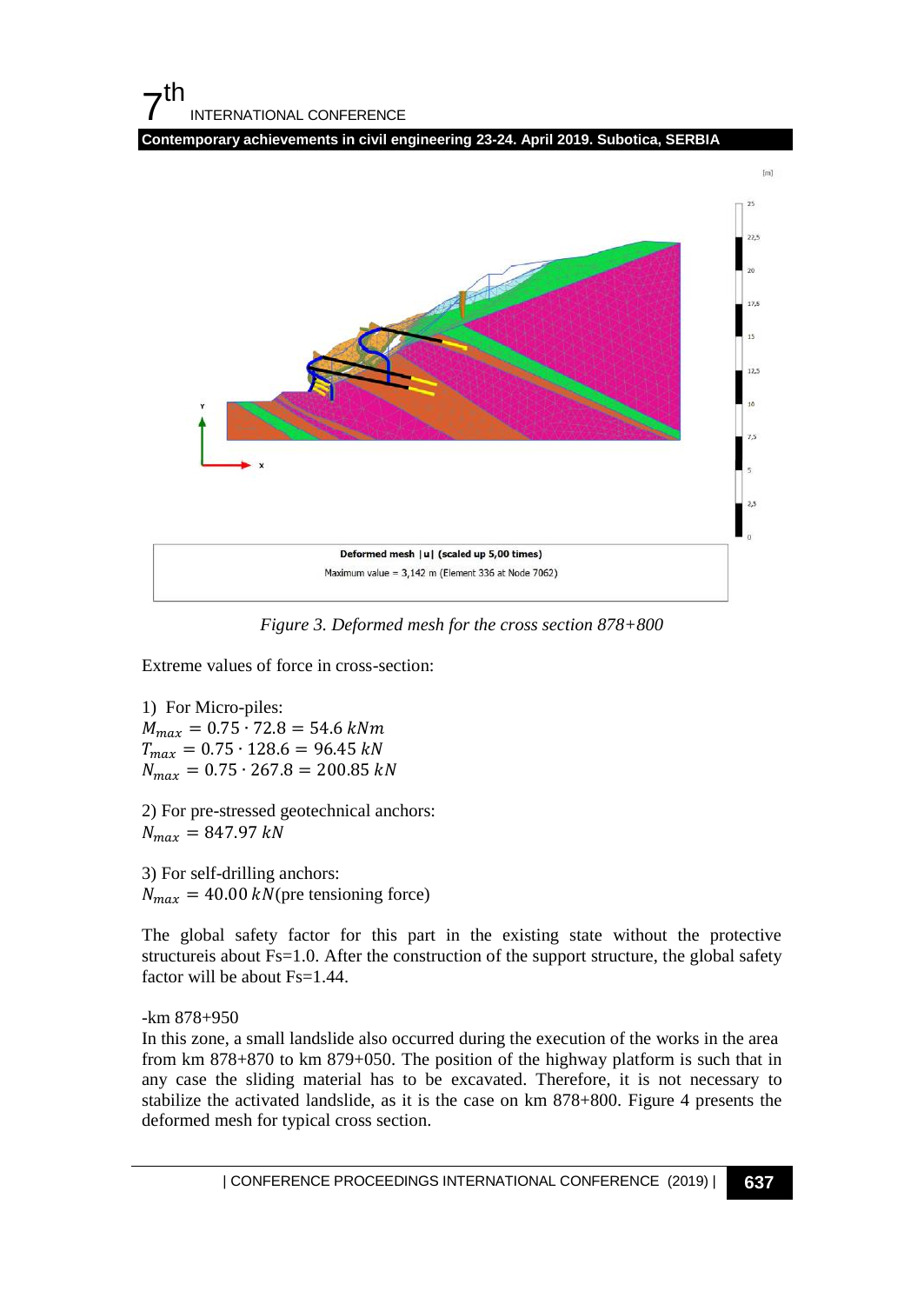Figure 3. Deformed mesh for the cross section 878+800

Extreme values of force in cross-section:

1) For Micro-piles:
$M_{max} = 0.75 \cdot 72.8 = 54.6\ kNm$
$T_{max} = 0.75 \cdot 128.6 = 96.45\ kN$
$N_{max} = 0.75 \cdot 267.8 = 200.85\ kN$

2) For pre-stressed geotechnical anchors:
$N_{max} = 847.97\ kN$

3) For self-drilling anchors:
$N_{max} = 40.00\ kN$(pre tensioning force)

The global safety factor for this part in the existing state without the protective structureis about Fs=1.0. After the construction of the support structure, the global safety factor will be about Fs=1.44.

-km 878+950
In this zone, a small landslide also occurred during the execution of the works in the area from km 878+870 to km 879+050. The position of the highway platform is such that in any case the sliding material has to be excavated. Therefore, it is not necessary to stabilize the activated landslide, as it is the case on km 878+800. Figure 4 presents the deformed mesh for typical cross section.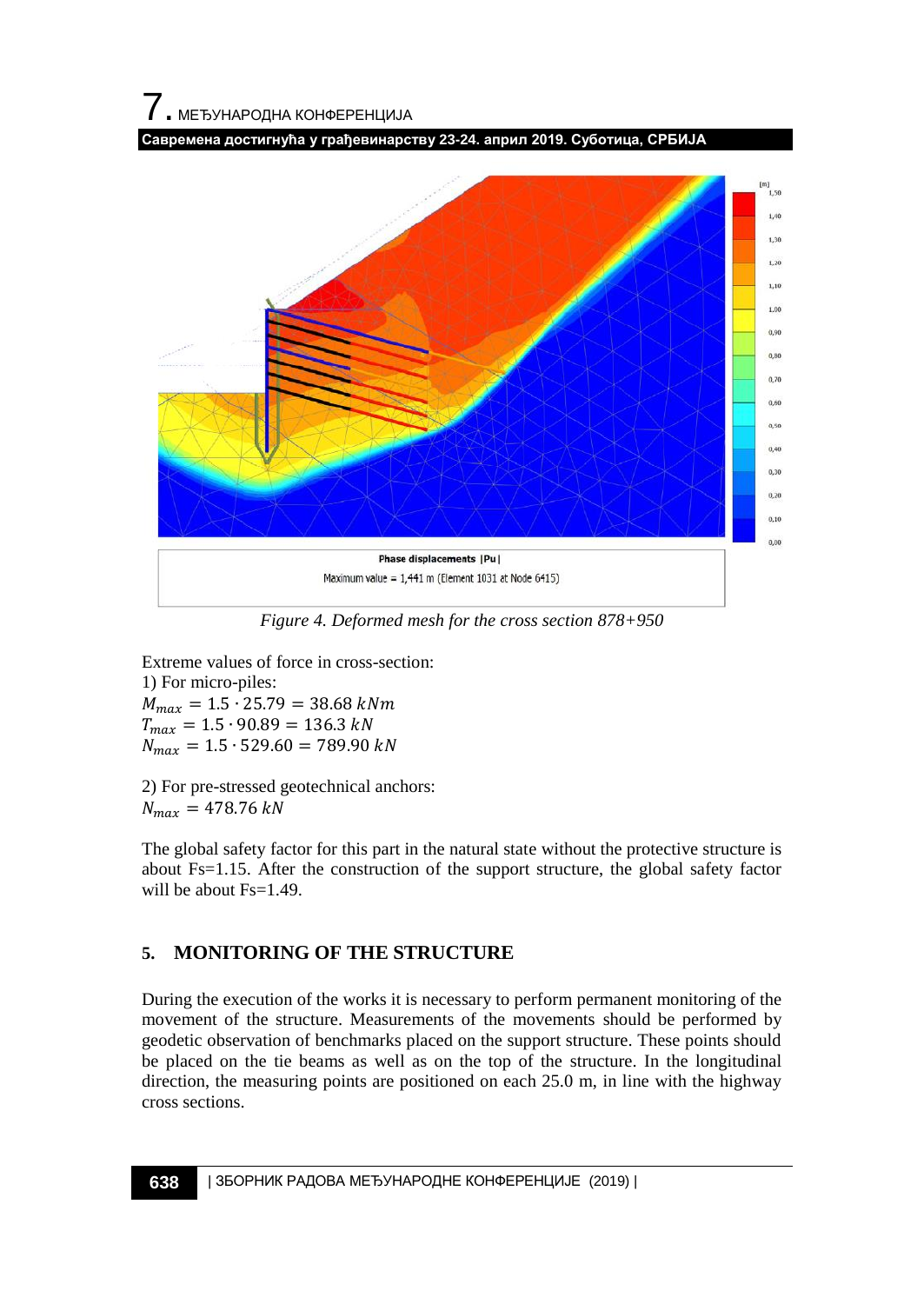Phase displacements |Pu|

Maximum value = 1,441 m (Element 1031 at Node 6415)

*Figure 4. Deformed mesh for the cross section 878+950*

Extreme values of force in cross-section:

1) For micro-piles:

$M_{max} = 1.5 \cdot 25.79 = 38.68\ kNm$

$T_{max} = 1.5 \cdot 90.89 = 136.3\ kN$

$N_{max} = 1.5 \cdot 529.60 = 789.90\ kN$

2) For pre-stressed geotechnical anchors:

$N_{max} = 478.76\ kN$

The global safety factor for this part in the natural state without the protective structure is about Fs=1.15. After the construction of the support structure, the global safety factor will be about Fs=1.49.

## 5. MONITORING OF THE STRUCTURE

During the execution of the works it is necessary to perform permanent monitoring of the movement of the structure. Measurements of the movements should be performed by geodetic observation of benchmarks placed on the support structure. These points should be placed on the tie beams as well as on the top of the structure. In the longitudinal direction, the measuring points are positioned on each 25.0 m, in line with the highway cross sections.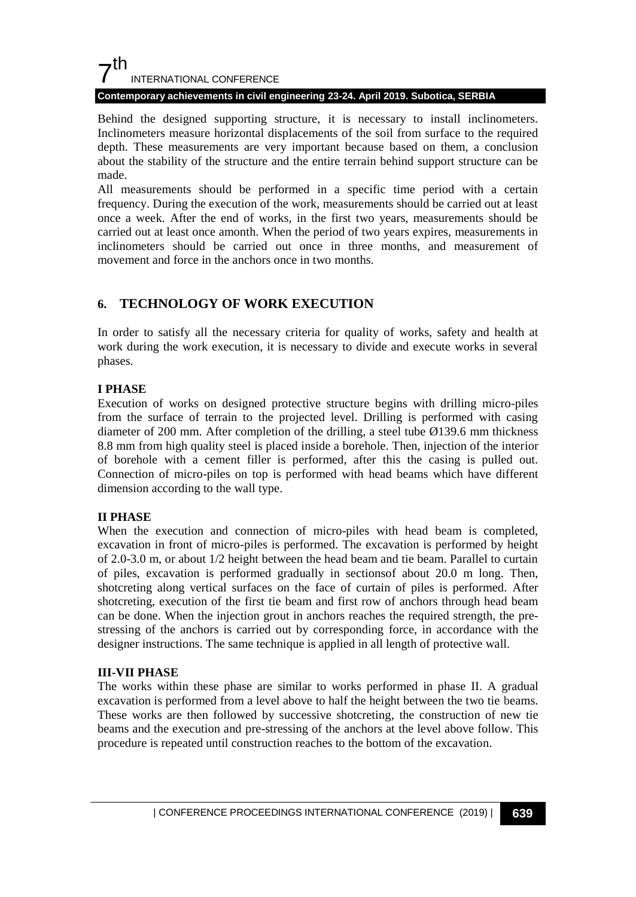Behind the designed supporting structure, it is necessary to install inclinometers. Inclinometers measure horizontal displacements of the soil from surface to the required depth. These measurements are very important because based on them, a conclusion about the stability of the structure and the entire terrain behind support structure can be made.

All measurements should be performed in a specific time period with a certain frequency. During the execution of the work, measurements should be carried out at least once a week. After the end of works, in the first two years, measurements should be carried out at least once amonth. When the period of two years expires, measurements in inclinometers should be carried out once in three months, and measurement of movement and force in the anchors once in two months.

## 6. TECHNOLOGY OF WORK EXECUTION

In order to satisfy all the necessary criteria for quality of works, safety and health at work during the work execution, it is necessary to divide and execute works in several phases.

**I PHASE**

Execution of works on designed protective structure begins with drilling micro-piles from the surface of terrain to the projected level. Drilling is performed with casing diameter of 200 mm. After completion of the drilling, a steel tube Ø139.6 mm thickness 8.8 mm from high quality steel is placed inside a borehole. Then, injection of the interior of borehole with a cement filler is performed, after this the casing is pulled out. Connection of micro-piles on top is performed with head beams which have different dimension according to the wall type.

**II PHASE**

When the execution and connection of micro-piles with head beam is completed, excavation in front of micro-piles is performed. The excavation is performed by height of 2.0-3.0 m, or about 1/2 height between the head beam and tie beam. Parallel to curtain of piles, excavation is performed gradually in sectionsof about 20.0 m long. Then, shotcreting along vertical surfaces on the face of curtain of piles is performed. After shotcreting, execution of the first tie beam and first row of anchors through head beam can be done. When the injection grout in anchors reaches the required strength, the pre-stressing of the anchors is carried out by corresponding force, in accordance with the designer instructions. The same technique is applied in all length of protective wall.

**III-VII PHASE**

The works within these phase are similar to works performed in phase II. A gradual excavation is performed from a level above to half the height between the two tie beams. These works are then followed by successive shotcreting, the construction of new tie beams and the execution and pre-stressing of the anchors at the level above follow. This procedure is repeated until construction reaches to the bottom of the excavation.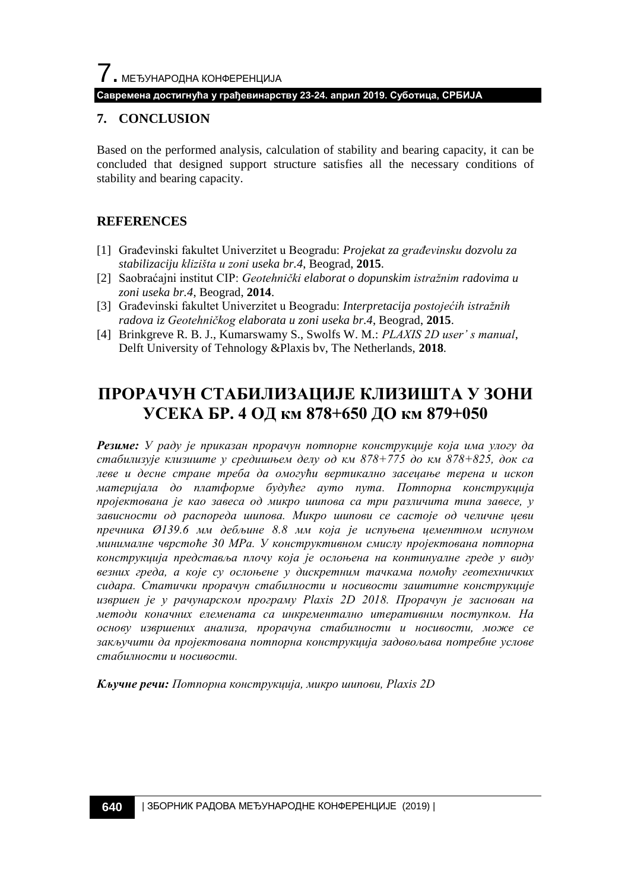## 7. CONCLUSION

Based on the performed analysis, calculation of stability and bearing capacity, it can be concluded that designed support structure satisfies all the necessary conditions of stability and bearing capacity.

## REFERENCES

[1] Građevinski fakultet Univerzitet u Beogradu: *Projekat za građevinsku dozvolu za stabilizaciju klizišta u zoni useka br.4*, Beograd, **2015**.

[2] Saobraćajni institut CIP: *Geotehnički elaborat o dopunskim istražnim radovima u zoni useka br.4*, Beograd, **2014**.

[3] Građevinski fakultet Univerzitet u Beogradu: *Interpretacija postojećih istražnih radova iz Geotehničkog elaborata u zoni useka br.4*, Beograd, **2015**.

[4] Brinkgreve R. B. J., Kumarswamy S., Swolfs W. M.: *PLAXIS 2D user' s manual*, Delft University of Tehnology &Plaxis bv, The Netherlands, **2018**.

# ПРОРАЧУН СТАБИЛИЗАЦИЈЕ КЛИЗИШТА У ЗОНИ УСЕКА БР. 4 ОД км 878+650 ДО км 879+050

***Резиме:*** *У раду је приказан прорачун потпорне конструкције која има улогу да стабилизује клизиште у средишњем делу од км 878+775 до км 878+825, док са леве и десне стране треба да омогући вертикално засецање терена и ископ материјала до платформе будућег ауто пута. Потпорна конструкција пројектована је као завеса од микро шипова са три различита типа завесе, у зависности од распореда шипова. Микро шипови се састоје од челичне цеви пречника Ø139.6 мм дебљине 8.8 мм која је испуњена цементном испуном минималне чврстоће 30 MPa. У конструктивном смислу пројектована потпорна конструкција представља плочу која је ослоњена на континуалне греде у виду везних греда, а које су ослоњене у дискретним тачкама помоћу геотехничких сидара. Статички прорачун стабилности и носивости заштитне конструкције извршен је у рачунарском програму Plaxis 2D 2018. Прорачун је заснован на методи коначних елемената са инкрементално итеративним поступком. На основу извршених анализа, прорачуна стабилности и носивости, може се закључити да пројектована потпорна конструкција задовољава потребне услове стабилности и носивости.*

***Кључне речи:*** *Потпорна конструкција, микро шипови, Plaxis 2D*